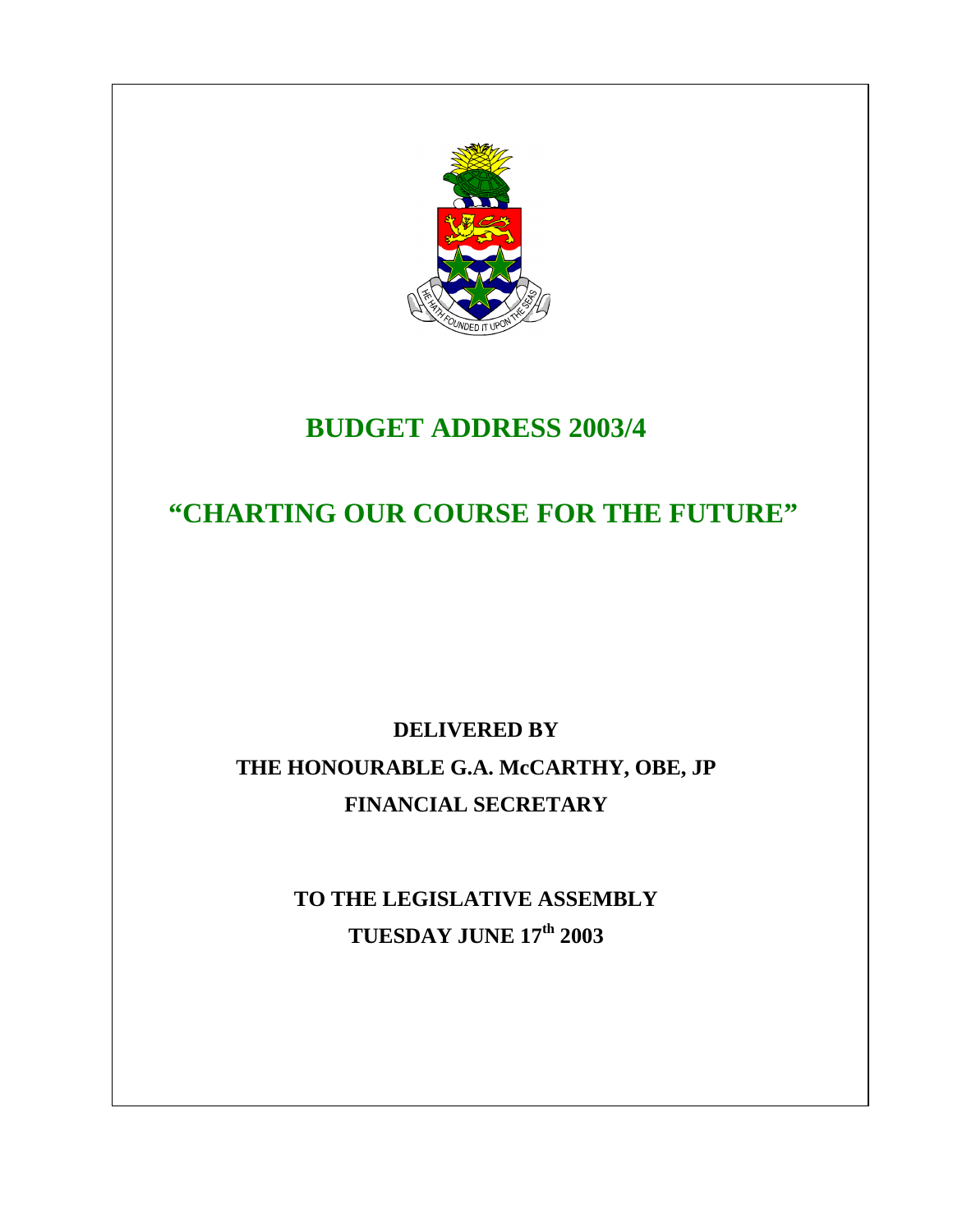# BUDGET ADDRESS 2003/4

# "CHARTING OUR COURSE FOR THE FUTURE"

**DELIVERED BY**

**THE HONOURABLE G.A. McCARTHY, OBE, JP**

**FINANCIAL SECRETARY**

**TO THE LEGISLATIVE ASSEMBLY**

**TUESDAY JUNE 17th 2003**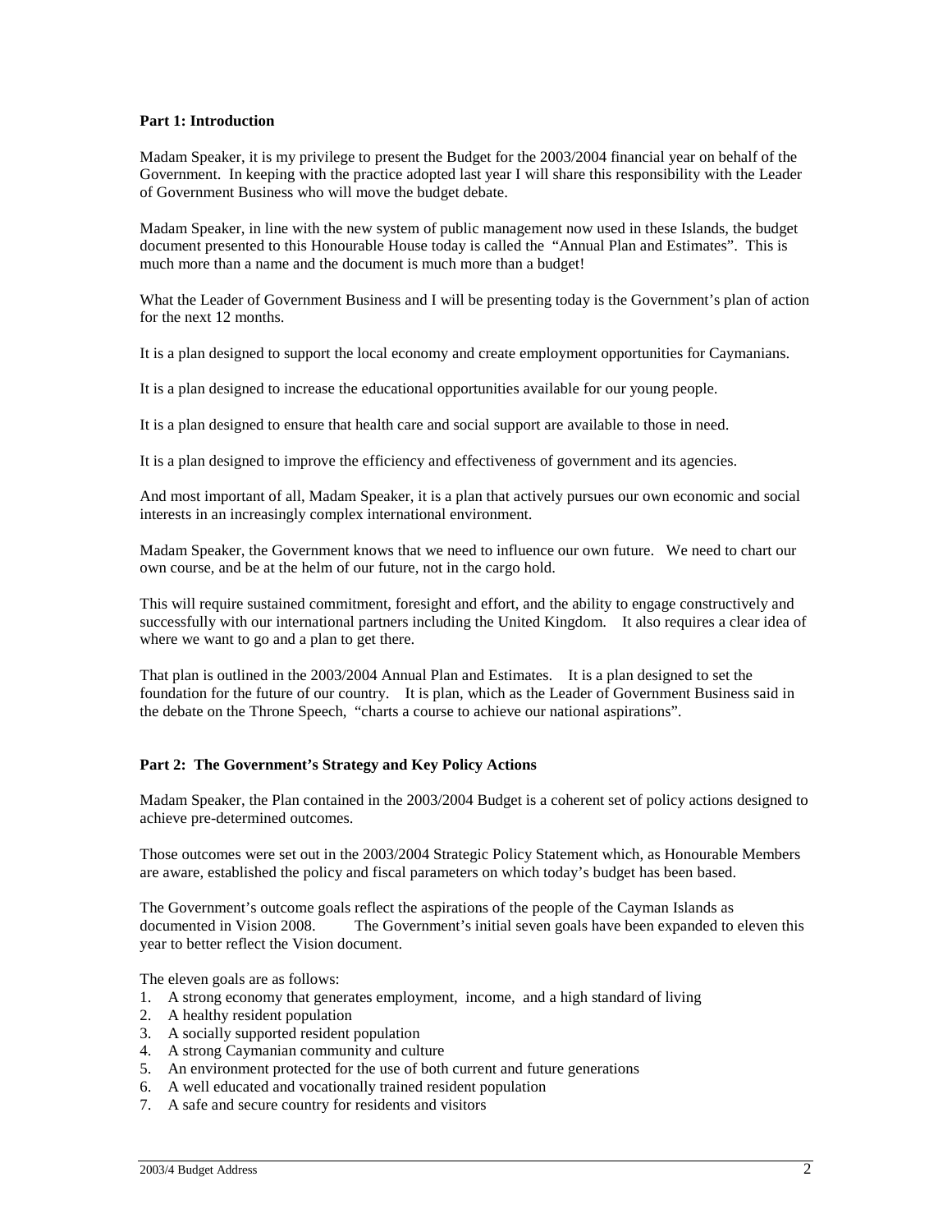**Part 1: Introduction**

Madam Speaker, it is my privilege to present the Budget for the 2003/2004 financial year on behalf of the Government. In keeping with the practice adopted last year I will share this responsibility with the Leader of Government Business who will move the budget debate.

Madam Speaker, in line with the new system of public management now used in these Islands, the budget document presented to this Honourable House today is called the "Annual Plan and Estimates". This is much more than a name and the document is much more than a budget!

What the Leader of Government Business and I will be presenting today is the Government's plan of action for the next 12 months.

It is a plan designed to support the local economy and create employment opportunities for Caymanians.

It is a plan designed to increase the educational opportunities available for our young people.

It is a plan designed to ensure that health care and social support are available to those in need.

It is a plan designed to improve the efficiency and effectiveness of government and its agencies.

And most important of all, Madam Speaker, it is a plan that actively pursues our own economic and social interests in an increasingly complex international environment.

Madam Speaker, the Government knows that we need to influence our own future. We need to chart our own course, and be at the helm of our future, not in the cargo hold.

This will require sustained commitment, foresight and effort, and the ability to engage constructively and successfully with our international partners including the United Kingdom. It also requires a clear idea of where we want to go and a plan to get there.

That plan is outlined in the 2003/2004 Annual Plan and Estimates. It is a plan designed to set the foundation for the future of our country. It is plan, which as the Leader of Government Business said in the debate on the Throne Speech, "charts a course to achieve our national aspirations".

**Part 2: The Government's Strategy and Key Policy Actions**

Madam Speaker, the Plan contained in the 2003/2004 Budget is a coherent set of policy actions designed to achieve pre-determined outcomes.

Those outcomes were set out in the 2003/2004 Strategic Policy Statement which, as Honourable Members are aware, established the policy and fiscal parameters on which today's budget has been based.

The Government's outcome goals reflect the aspirations of the people of the Cayman Islands as documented in Vision 2008. The Government's initial seven goals have been expanded to eleven this year to better reflect the Vision document.

The eleven goals are as follows:

1. A strong economy that generates employment, income, and a high standard of living
2. A healthy resident population
3. A socially supported resident population
4. A strong Caymanian community and culture
5. An environment protected for the use of both current and future generations
6. A well educated and vocationally trained resident population
7. A safe and secure country for residents and visitors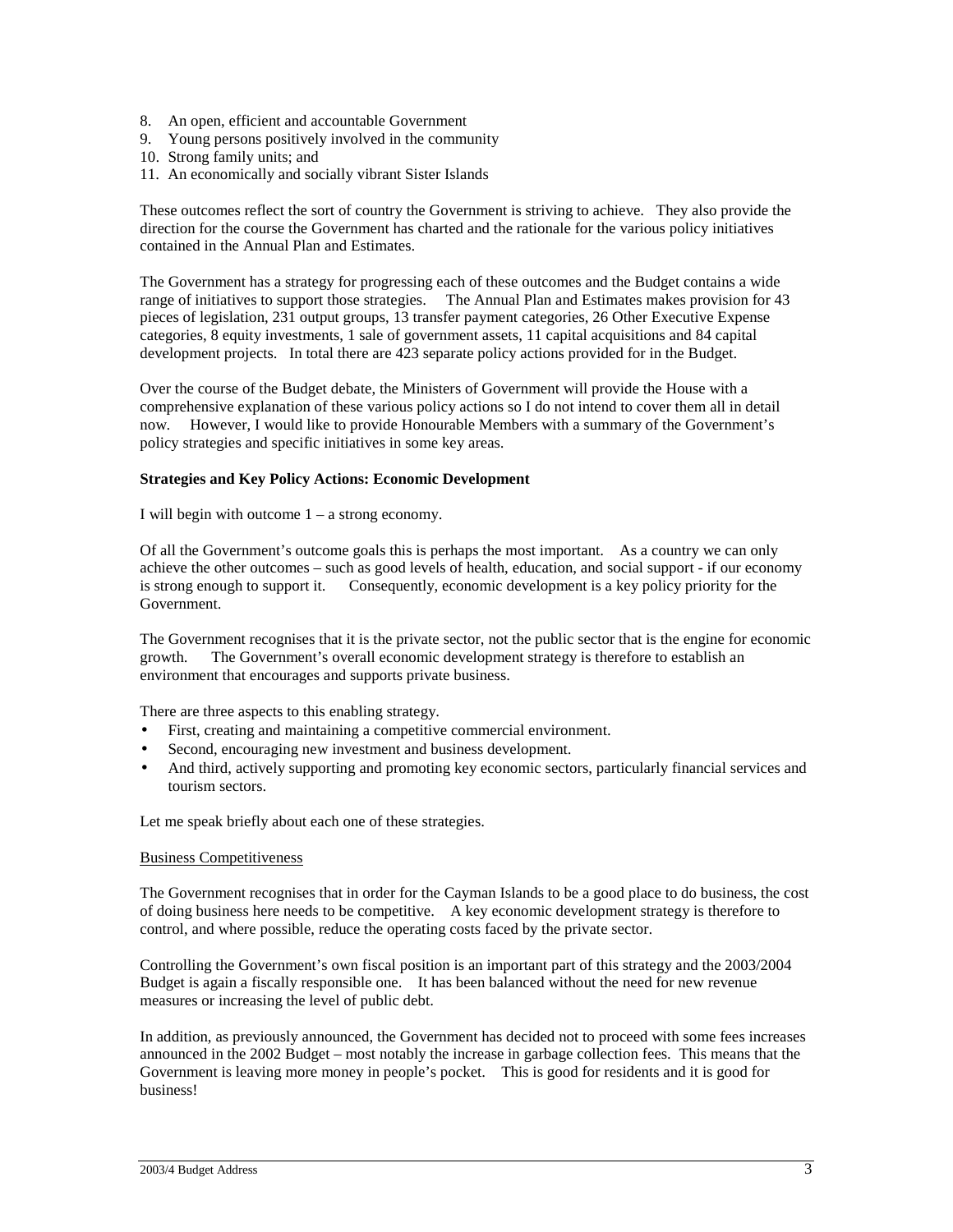8. An open, efficient and accountable Government
9. Young persons positively involved in the community
10. Strong family units; and
11. An economically and socially vibrant Sister Islands

These outcomes reflect the sort of country the Government is striving to achieve. They also provide the direction for the course the Government has charted and the rationale for the various policy initiatives contained in the Annual Plan and Estimates.

The Government has a strategy for progressing each of these outcomes and the Budget contains a wide range of initiatives to support those strategies. The Annual Plan and Estimates makes provision for 43 pieces of legislation, 231 output groups, 13 transfer payment categories, 26 Other Executive Expense categories, 8 equity investments, 1 sale of government assets, 11 capital acquisitions and 84 capital development projects. In total there are 423 separate policy actions provided for in the Budget.

Over the course of the Budget debate, the Ministers of Government will provide the House with a comprehensive explanation of these various policy actions so I do not intend to cover them all in detail now. However, I would like to provide Honourable Members with a summary of the Government's policy strategies and specific initiatives in some key areas.

**Strategies and Key Policy Actions: Economic Development**

I will begin with outcome 1 – a strong economy.

Of all the Government's outcome goals this is perhaps the most important. As a country we can only achieve the other outcomes – such as good levels of health, education, and social support - if our economy is strong enough to support it. Consequently, economic development is a key policy priority for the Government.

The Government recognises that it is the private sector, not the public sector that is the engine for economic growth. The Government's overall economic development strategy is therefore to establish an environment that encourages and supports private business.

There are three aspects to this enabling strategy.

- First, creating and maintaining a competitive commercial environment.
- Second, encouraging new investment and business development.
- And third, actively supporting and promoting key economic sectors, particularly financial services and tourism sectors.

Let me speak briefly about each one of these strategies.

<u>Business Competitiveness</u>

The Government recognises that in order for the Cayman Islands to be a good place to do business, the cost of doing business here needs to be competitive. A key economic development strategy is therefore to control, and where possible, reduce the operating costs faced by the private sector.

Controlling the Government's own fiscal position is an important part of this strategy and the 2003/2004 Budget is again a fiscally responsible one. It has been balanced without the need for new revenue measures or increasing the level of public debt.

In addition, as previously announced, the Government has decided not to proceed with some fees increases announced in the 2002 Budget – most notably the increase in garbage collection fees. This means that the Government is leaving more money in people's pocket. This is good for residents and it is good for business!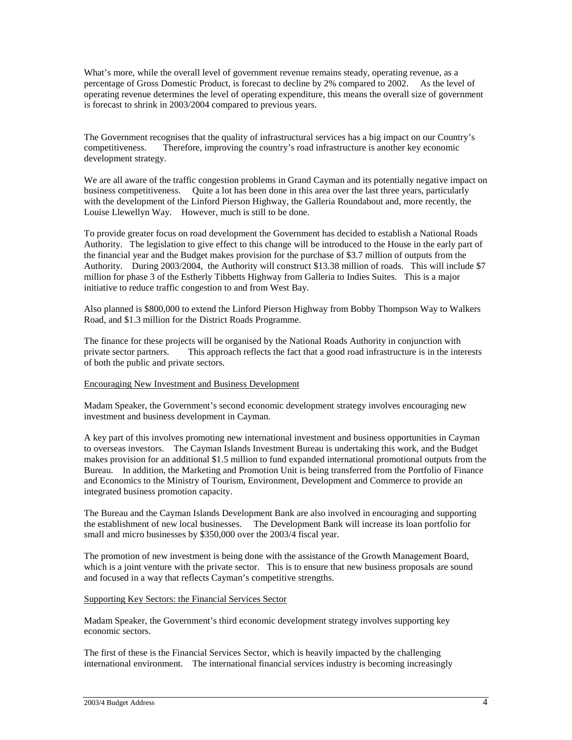What's more, while the overall level of government revenue remains steady, operating revenue, as a percentage of Gross Domestic Product, is forecast to decline by 2% compared to 2002. As the level of operating revenue determines the level of operating expenditure, this means the overall size of government is forecast to shrink in 2003/2004 compared to previous years.

The Government recognises that the quality of infrastructural services has a big impact on our Country's competitiveness. Therefore, improving the country's road infrastructure is another key economic development strategy.

We are all aware of the traffic congestion problems in Grand Cayman and its potentially negative impact on business competitiveness. Quite a lot has been done in this area over the last three years, particularly with the development of the Linford Pierson Highway, the Galleria Roundabout and, more recently, the Louise Llewellyn Way. However, much is still to be done.

To provide greater focus on road development the Government has decided to establish a National Roads Authority. The legislation to give effect to this change will be introduced to the House in the early part of the financial year and the Budget makes provision for the purchase of $3.7 million of outputs from the Authority. During 2003/2004, the Authority will construct $13.38 million of roads. This will include $7 million for phase 3 of the Estherly Tibbetts Highway from Galleria to Indies Suites. This is a major initiative to reduce traffic congestion to and from West Bay.

Also planned is $800,000 to extend the Linford Pierson Highway from Bobby Thompson Way to Walkers Road, and $1.3 million for the District Roads Programme.

The finance for these projects will be organised by the National Roads Authority in conjunction with private sector partners. This approach reflects the fact that a good road infrastructure is in the interests of both the public and private sectors.

## Encouraging New Investment and Business Development

Madam Speaker, the Government's second economic development strategy involves encouraging new investment and business development in Cayman.

A key part of this involves promoting new international investment and business opportunities in Cayman to overseas investors. The Cayman Islands Investment Bureau is undertaking this work, and the Budget makes provision for an additional $1.5 million to fund expanded international promotional outputs from the Bureau. In addition, the Marketing and Promotion Unit is being transferred from the Portfolio of Finance and Economics to the Ministry of Tourism, Environment, Development and Commerce to provide an integrated business promotion capacity.

The Bureau and the Cayman Islands Development Bank are also involved in encouraging and supporting the establishment of new local businesses. The Development Bank will increase its loan portfolio for small and micro businesses by $350,000 over the 2003/4 fiscal year.

The promotion of new investment is being done with the assistance of the Growth Management Board, which is a joint venture with the private sector. This is to ensure that new business proposals are sound and focused in a way that reflects Cayman's competitive strengths.

## Supporting Key Sectors: the Financial Services Sector

Madam Speaker, the Government's third economic development strategy involves supporting key economic sectors.

The first of these is the Financial Services Sector, which is heavily impacted by the challenging international environment. The international financial services industry is becoming increasingly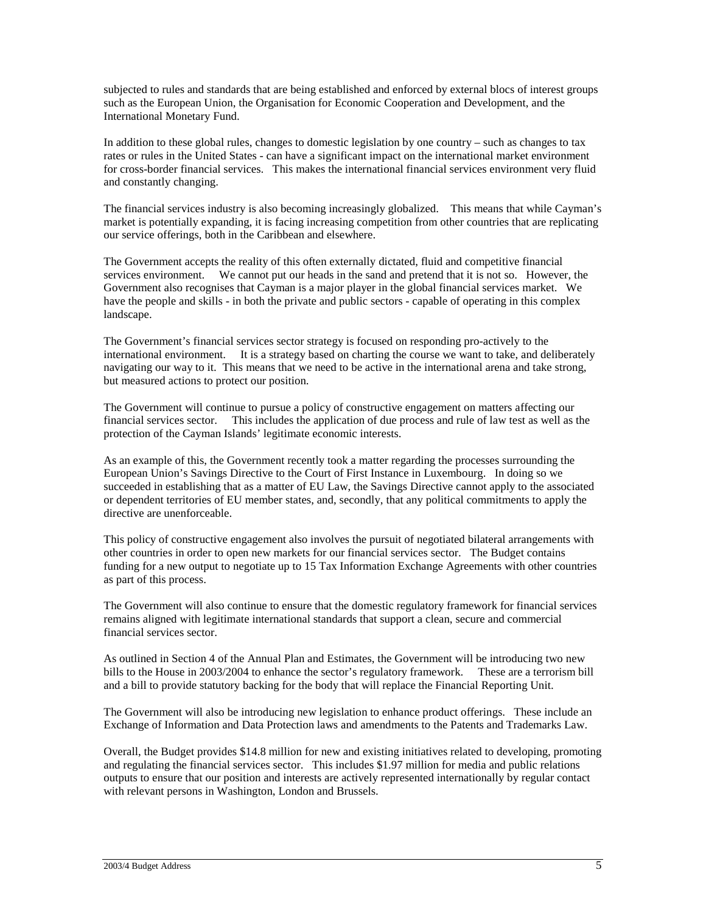subjected to rules and standards that are being established and enforced by external blocs of interest groups such as the European Union, the Organisation for Economic Cooperation and Development, and the International Monetary Fund.

In addition to these global rules, changes to domestic legislation by one country – such as changes to tax rates or rules in the United States - can have a significant impact on the international market environment for cross-border financial services. This makes the international financial services environment very fluid and constantly changing.

The financial services industry is also becoming increasingly globalized. This means that while Cayman's market is potentially expanding, it is facing increasing competition from other countries that are replicating our service offerings, both in the Caribbean and elsewhere.

The Government accepts the reality of this often externally dictated, fluid and competitive financial services environment. We cannot put our heads in the sand and pretend that it is not so. However, the Government also recognises that Cayman is a major player in the global financial services market. We have the people and skills - in both the private and public sectors - capable of operating in this complex landscape.

The Government's financial services sector strategy is focused on responding pro-actively to the international environment. It is a strategy based on charting the course we want to take, and deliberately navigating our way to it. This means that we need to be active in the international arena and take strong, but measured actions to protect our position.

The Government will continue to pursue a policy of constructive engagement on matters affecting our financial services sector. This includes the application of due process and rule of law test as well as the protection of the Cayman Islands' legitimate economic interests.

As an example of this, the Government recently took a matter regarding the processes surrounding the European Union's Savings Directive to the Court of First Instance in Luxembourg. In doing so we succeeded in establishing that as a matter of EU Law, the Savings Directive cannot apply to the associated or dependent territories of EU member states, and, secondly, that any political commitments to apply the directive are unenforceable.

This policy of constructive engagement also involves the pursuit of negotiated bilateral arrangements with other countries in order to open new markets for our financial services sector. The Budget contains funding for a new output to negotiate up to 15 Tax Information Exchange Agreements with other countries as part of this process.

The Government will also continue to ensure that the domestic regulatory framework for financial services remains aligned with legitimate international standards that support a clean, secure and commercial financial services sector.

As outlined in Section 4 of the Annual Plan and Estimates, the Government will be introducing two new bills to the House in 2003/2004 to enhance the sector's regulatory framework. These are a terrorism bill and a bill to provide statutory backing for the body that will replace the Financial Reporting Unit.

The Government will also be introducing new legislation to enhance product offerings. These include an Exchange of Information and Data Protection laws and amendments to the Patents and Trademarks Law.

Overall, the Budget provides $14.8 million for new and existing initiatives related to developing, promoting and regulating the financial services sector. This includes $1.97 million for media and public relations outputs to ensure that our position and interests are actively represented internationally by regular contact with relevant persons in Washington, London and Brussels.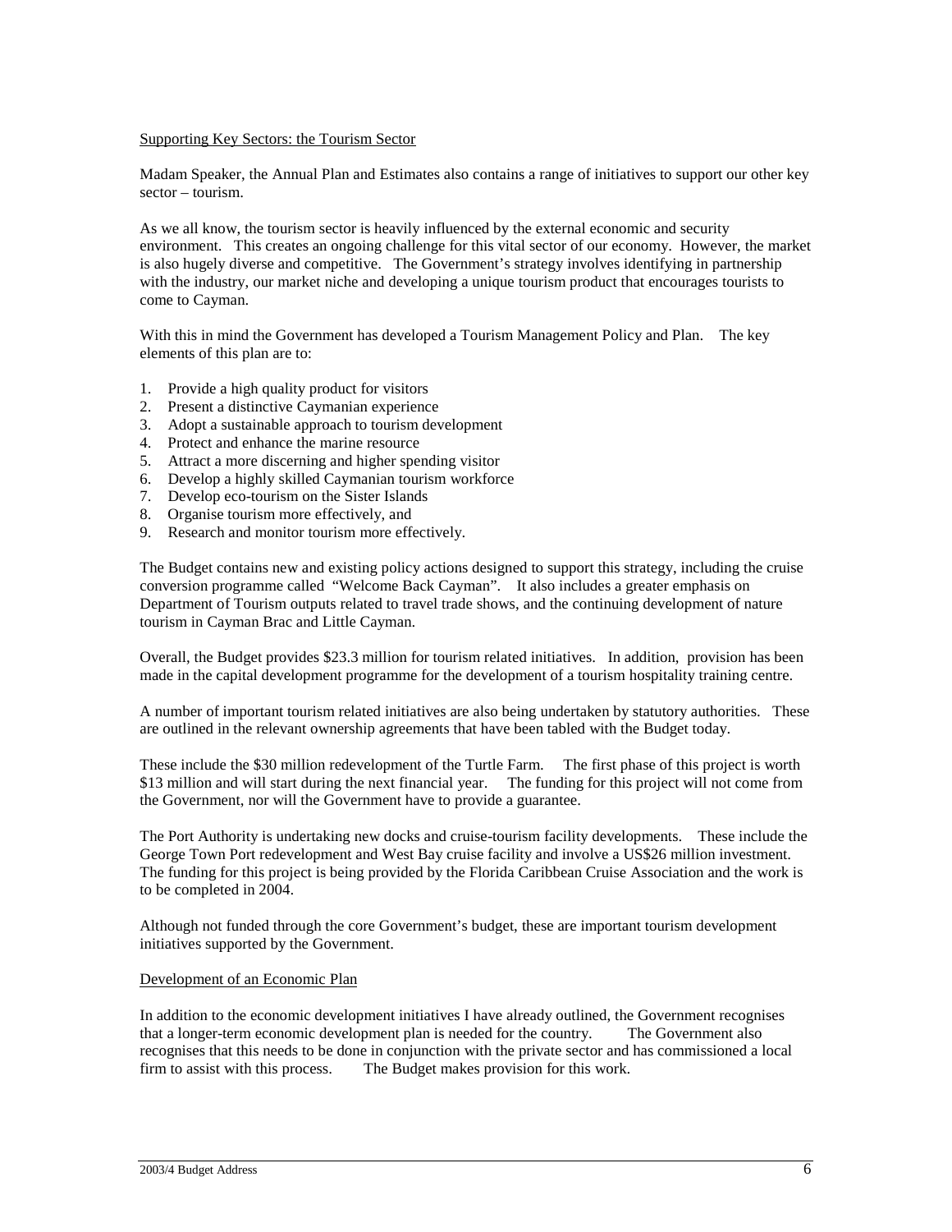Supporting Key Sectors: the Tourism Sector

Madam Speaker, the Annual Plan and Estimates also contains a range of initiatives to support our other key sector – tourism.

As we all know, the tourism sector is heavily influenced by the external economic and security environment. This creates an ongoing challenge for this vital sector of our economy. However, the market is also hugely diverse and competitive. The Government's strategy involves identifying in partnership with the industry, our market niche and developing a unique tourism product that encourages tourists to come to Cayman.

With this in mind the Government has developed a Tourism Management Policy and Plan. The key elements of this plan are to:

1. Provide a high quality product for visitors
2. Present a distinctive Caymanian experience
3. Adopt a sustainable approach to tourism development
4. Protect and enhance the marine resource
5. Attract a more discerning and higher spending visitor
6. Develop a highly skilled Caymanian tourism workforce
7. Develop eco-tourism on the Sister Islands
8. Organise tourism more effectively, and
9. Research and monitor tourism more effectively.

The Budget contains new and existing policy actions designed to support this strategy, including the cruise conversion programme called "Welcome Back Cayman". It also includes a greater emphasis on Department of Tourism outputs related to travel trade shows, and the continuing development of nature tourism in Cayman Brac and Little Cayman.

Overall, the Budget provides $23.3 million for tourism related initiatives. In addition, provision has been made in the capital development programme for the development of a tourism hospitality training centre.

A number of important tourism related initiatives are also being undertaken by statutory authorities. These are outlined in the relevant ownership agreements that have been tabled with the Budget today.

These include the $30 million redevelopment of the Turtle Farm. The first phase of this project is worth $13 million and will start during the next financial year. The funding for this project will not come from the Government, nor will the Government have to provide a guarantee.

The Port Authority is undertaking new docks and cruise-tourism facility developments. These include the George Town Port redevelopment and West Bay cruise facility and involve a US$26 million investment. The funding for this project is being provided by the Florida Caribbean Cruise Association and the work is to be completed in 2004.

Although not funded through the core Government's budget, these are important tourism development initiatives supported by the Government.

Development of an Economic Plan

In addition to the economic development initiatives I have already outlined, the Government recognises that a longer-term economic development plan is needed for the country. The Government also recognises that this needs to be done in conjunction with the private sector and has commissioned a local firm to assist with this process. The Budget makes provision for this work.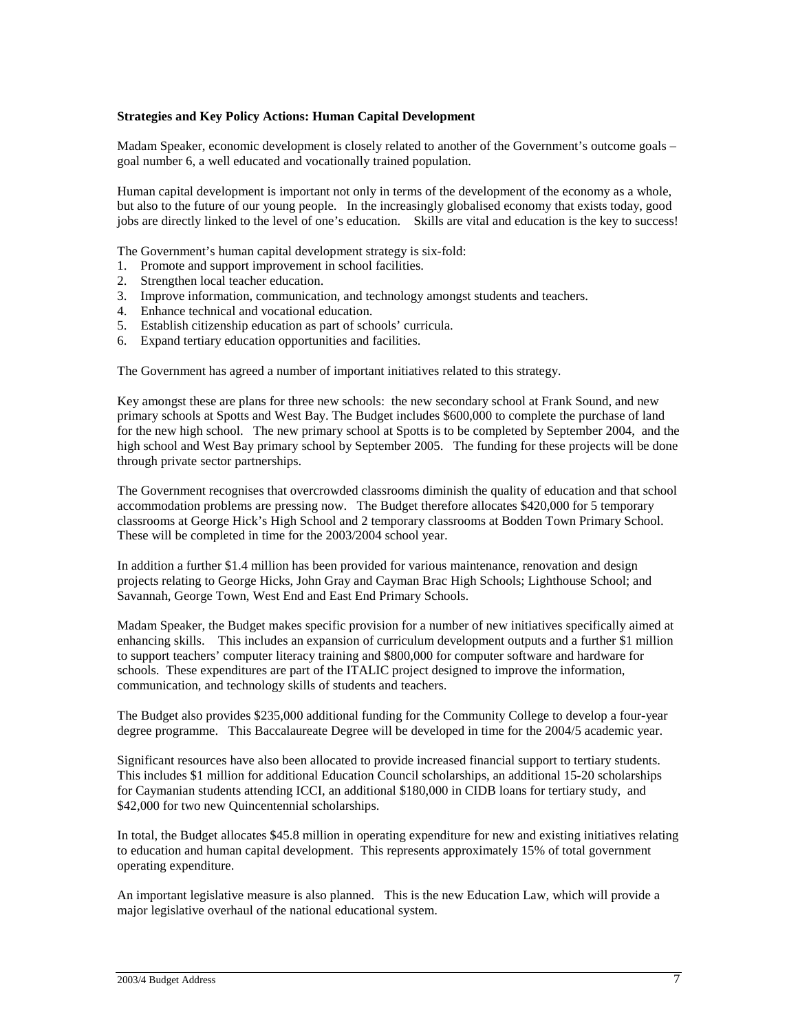**Strategies and Key Policy Actions: Human Capital Development**

Madam Speaker, economic development is closely related to another of the Government's outcome goals – goal number 6, a well educated and vocationally trained population.

Human capital development is important not only in terms of the development of the economy as a whole, but also to the future of our young people. In the increasingly globalised economy that exists today, good jobs are directly linked to the level of one's education. Skills are vital and education is the key to success!

The Government's human capital development strategy is six-fold:

1. Promote and support improvement in school facilities.
2. Strengthen local teacher education.
3. Improve information, communication, and technology amongst students and teachers.
4. Enhance technical and vocational education.
5. Establish citizenship education as part of schools' curricula.
6. Expand tertiary education opportunities and facilities.

The Government has agreed a number of important initiatives related to this strategy.

Key amongst these are plans for three new schools: the new secondary school at Frank Sound, and new primary schools at Spotts and West Bay. The Budget includes $600,000 to complete the purchase of land for the new high school. The new primary school at Spotts is to be completed by September 2004, and the high school and West Bay primary school by September 2005. The funding for these projects will be done through private sector partnerships.

The Government recognises that overcrowded classrooms diminish the quality of education and that school accommodation problems are pressing now. The Budget therefore allocates $420,000 for 5 temporary classrooms at George Hick's High School and 2 temporary classrooms at Bodden Town Primary School. These will be completed in time for the 2003/2004 school year.

In addition a further $1.4 million has been provided for various maintenance, renovation and design projects relating to George Hicks, John Gray and Cayman Brac High Schools; Lighthouse School; and Savannah, George Town, West End and East End Primary Schools.

Madam Speaker, the Budget makes specific provision for a number of new initiatives specifically aimed at enhancing skills. This includes an expansion of curriculum development outputs and a further $1 million to support teachers' computer literacy training and $800,000 for computer software and hardware for schools. These expenditures are part of the ITALIC project designed to improve the information, communication, and technology skills of students and teachers.

The Budget also provides $235,000 additional funding for the Community College to develop a four-year degree programme. This Baccalaureate Degree will be developed in time for the 2004/5 academic year.

Significant resources have also been allocated to provide increased financial support to tertiary students. This includes $1 million for additional Education Council scholarships, an additional 15-20 scholarships for Caymanian students attending ICCI, an additional $180,000 in CIDB loans for tertiary study, and $42,000 for two new Quincentennial scholarships.

In total, the Budget allocates $45.8 million in operating expenditure for new and existing initiatives relating to education and human capital development. This represents approximately 15% of total government operating expenditure.

An important legislative measure is also planned. This is the new Education Law, which will provide a major legislative overhaul of the national educational system.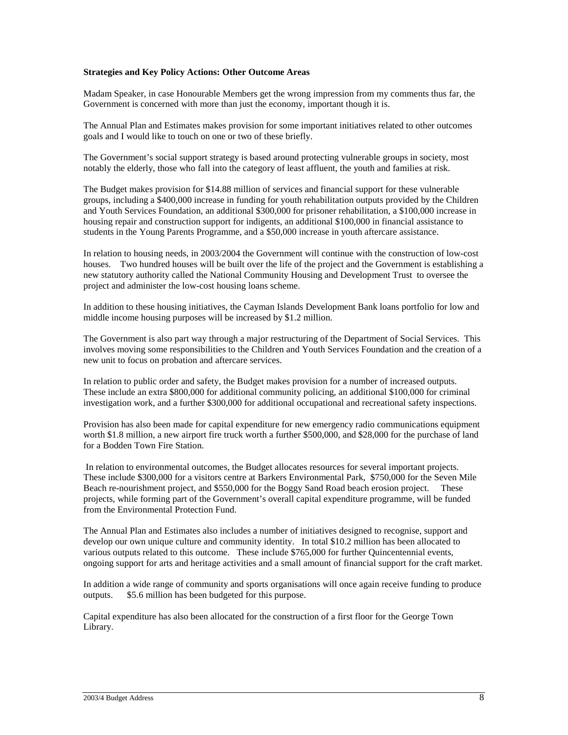**Strategies and Key Policy Actions: Other Outcome Areas**

Madam Speaker, in case Honourable Members get the wrong impression from my comments thus far, the Government is concerned with more than just the economy, important though it is.

The Annual Plan and Estimates makes provision for some important initiatives related to other outcomes goals and I would like to touch on one or two of these briefly.

The Government's social support strategy is based around protecting vulnerable groups in society, most notably the elderly, those who fall into the category of least affluent, the youth and families at risk.

The Budget makes provision for $14.88 million of services and financial support for these vulnerable groups, including a $400,000 increase in funding for youth rehabilitation outputs provided by the Children and Youth Services Foundation, an additional $300,000 for prisoner rehabilitation, a $100,000 increase in housing repair and construction support for indigents, an additional $100,000 in financial assistance to students in the Young Parents Programme, and a $50,000 increase in youth aftercare assistance.

In relation to housing needs, in 2003/2004 the Government will continue with the construction of low-cost houses. Two hundred houses will be built over the life of the project and the Government is establishing a new statutory authority called the National Community Housing and Development Trust to oversee the project and administer the low-cost housing loans scheme.

In addition to these housing initiatives, the Cayman Islands Development Bank loans portfolio for low and middle income housing purposes will be increased by $1.2 million.

The Government is also part way through a major restructuring of the Department of Social Services. This involves moving some responsibilities to the Children and Youth Services Foundation and the creation of a new unit to focus on probation and aftercare services.

In relation to public order and safety, the Budget makes provision for a number of increased outputs. These include an extra $800,000 for additional community policing, an additional $100,000 for criminal investigation work, and a further $300,000 for additional occupational and recreational safety inspections.

Provision has also been made for capital expenditure for new emergency radio communications equipment worth $1.8 million, a new airport fire truck worth a further $500,000, and $28,000 for the purchase of land for a Bodden Town Fire Station.

In relation to environmental outcomes, the Budget allocates resources for several important projects. These include $300,000 for a visitors centre at Barkers Environmental Park, $750,000 for the Seven Mile Beach re-nourishment project, and $550,000 for the Boggy Sand Road beach erosion project. These projects, while forming part of the Government's overall capital expenditure programme, will be funded from the Environmental Protection Fund.

The Annual Plan and Estimates also includes a number of initiatives designed to recognise, support and develop our own unique culture and community identity. In total $10.2 million has been allocated to various outputs related to this outcome. These include $765,000 for further Quincentennial events, ongoing support for arts and heritage activities and a small amount of financial support for the craft market.

In addition a wide range of community and sports organisations will once again receive funding to produce outputs. $5.6 million has been budgeted for this purpose.

Capital expenditure has also been allocated for the construction of a first floor for the George Town Library.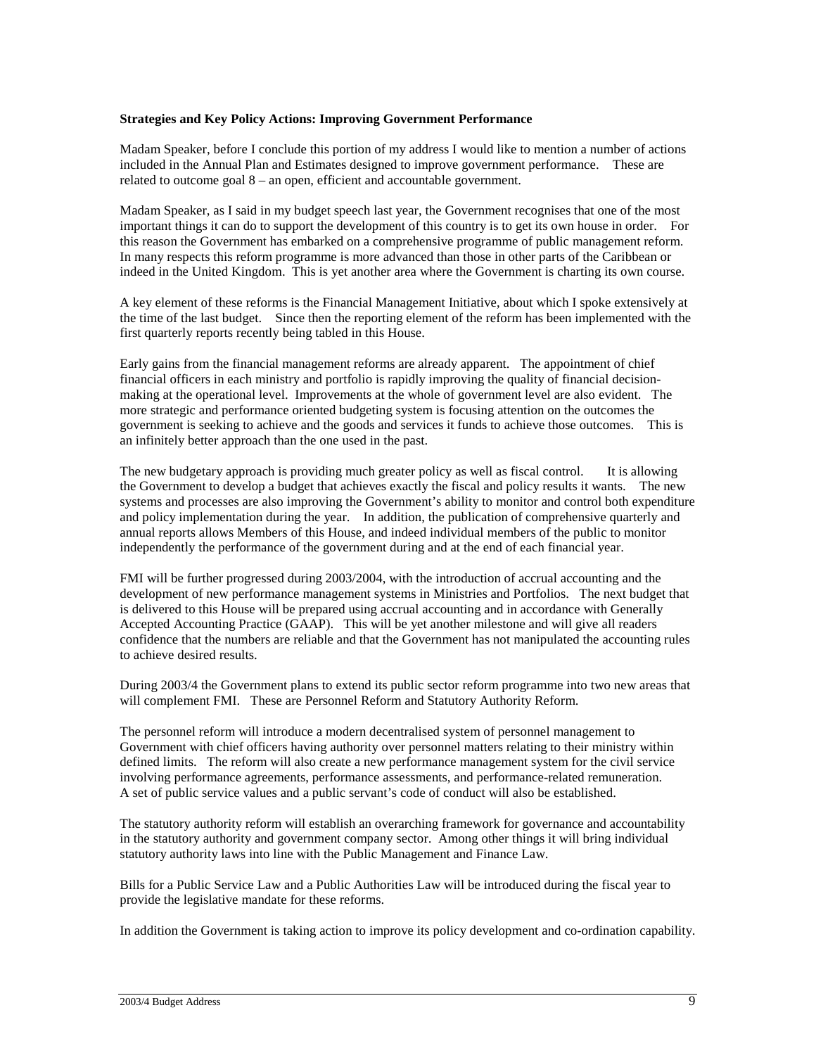**Strategies and Key Policy Actions: Improving Government Performance**

Madam Speaker, before I conclude this portion of my address I would like to mention a number of actions included in the Annual Plan and Estimates designed to improve government performance. These are related to outcome goal 8 – an open, efficient and accountable government.

Madam Speaker, as I said in my budget speech last year, the Government recognises that one of the most important things it can do to support the development of this country is to get its own house in order. For this reason the Government has embarked on a comprehensive programme of public management reform. In many respects this reform programme is more advanced than those in other parts of the Caribbean or indeed in the United Kingdom. This is yet another area where the Government is charting its own course.

A key element of these reforms is the Financial Management Initiative, about which I spoke extensively at the time of the last budget. Since then the reporting element of the reform has been implemented with the first quarterly reports recently being tabled in this House.

Early gains from the financial management reforms are already apparent. The appointment of chief financial officers in each ministry and portfolio is rapidly improving the quality of financial decision-making at the operational level. Improvements at the whole of government level are also evident. The more strategic and performance oriented budgeting system is focusing attention on the outcomes the government is seeking to achieve and the goods and services it funds to achieve those outcomes. This is an infinitely better approach than the one used in the past.

The new budgetary approach is providing much greater policy as well as fiscal control. It is allowing the Government to develop a budget that achieves exactly the fiscal and policy results it wants. The new systems and processes are also improving the Government's ability to monitor and control both expenditure and policy implementation during the year. In addition, the publication of comprehensive quarterly and annual reports allows Members of this House, and indeed individual members of the public to monitor independently the performance of the government during and at the end of each financial year.

FMI will be further progressed during 2003/2004, with the introduction of accrual accounting and the development of new performance management systems in Ministries and Portfolios. The next budget that is delivered to this House will be prepared using accrual accounting and in accordance with Generally Accepted Accounting Practice (GAAP). This will be yet another milestone and will give all readers confidence that the numbers are reliable and that the Government has not manipulated the accounting rules to achieve desired results.

During 2003/4 the Government plans to extend its public sector reform programme into two new areas that will complement FMI. These are Personnel Reform and Statutory Authority Reform.

The personnel reform will introduce a modern decentralised system of personnel management to Government with chief officers having authority over personnel matters relating to their ministry within defined limits. The reform will also create a new performance management system for the civil service involving performance agreements, performance assessments, and performance-related remuneration. A set of public service values and a public servant's code of conduct will also be established.

The statutory authority reform will establish an overarching framework for governance and accountability in the statutory authority and government company sector. Among other things it will bring individual statutory authority laws into line with the Public Management and Finance Law.

Bills for a Public Service Law and a Public Authorities Law will be introduced during the fiscal year to provide the legislative mandate for these reforms.

In addition the Government is taking action to improve its policy development and co-ordination capability.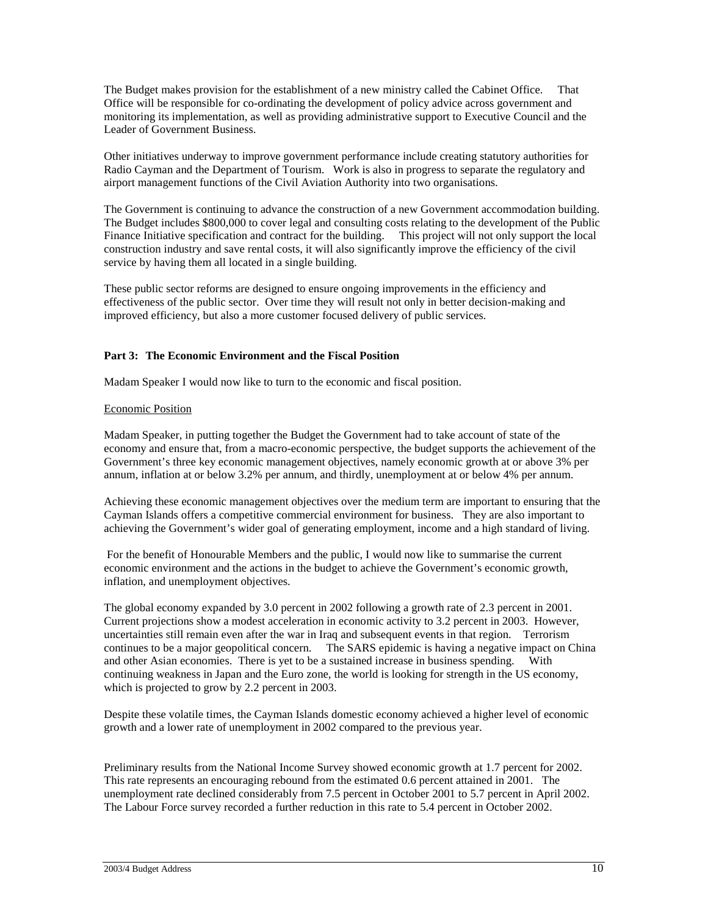The Budget makes provision for the establishment of a new ministry called the Cabinet Office. That Office will be responsible for co-ordinating the development of policy advice across government and monitoring its implementation, as well as providing administrative support to Executive Council and the Leader of Government Business.

Other initiatives underway to improve government performance include creating statutory authorities for Radio Cayman and the Department of Tourism. Work is also in progress to separate the regulatory and airport management functions of the Civil Aviation Authority into two organisations.

The Government is continuing to advance the construction of a new Government accommodation building. The Budget includes $800,000 to cover legal and consulting costs relating to the development of the Public Finance Initiative specification and contract for the building. This project will not only support the local construction industry and save rental costs, it will also significantly improve the efficiency of the civil service by having them all located in a single building.

These public sector reforms are designed to ensure ongoing improvements in the efficiency and effectiveness of the public sector. Over time they will result not only in better decision-making and improved efficiency, but also a more customer focused delivery of public services.

## Part 3: The Economic Environment and the Fiscal Position

Madam Speaker I would now like to turn to the economic and fiscal position.

### Economic Position

Madam Speaker, in putting together the Budget the Government had to take account of state of the economy and ensure that, from a macro-economic perspective, the budget supports the achievement of the Government's three key economic management objectives, namely economic growth at or above 3% per annum, inflation at or below 3.2% per annum, and thirdly, unemployment at or below 4% per annum.

Achieving these economic management objectives over the medium term are important to ensuring that the Cayman Islands offers a competitive commercial environment for business. They are also important to achieving the Government's wider goal of generating employment, income and a high standard of living.

For the benefit of Honourable Members and the public, I would now like to summarise the current economic environment and the actions in the budget to achieve the Government's economic growth, inflation, and unemployment objectives.

The global economy expanded by 3.0 percent in 2002 following a growth rate of 2.3 percent in 2001. Current projections show a modest acceleration in economic activity to 3.2 percent in 2003. However, uncertainties still remain even after the war in Iraq and subsequent events in that region. Terrorism continues to be a major geopolitical concern. The SARS epidemic is having a negative impact on China and other Asian economies. There is yet to be a sustained increase in business spending. With continuing weakness in Japan and the Euro zone, the world is looking for strength in the US economy, which is projected to grow by 2.2 percent in 2003.

Despite these volatile times, the Cayman Islands domestic economy achieved a higher level of economic growth and a lower rate of unemployment in 2002 compared to the previous year.

Preliminary results from the National Income Survey showed economic growth at 1.7 percent for 2002. This rate represents an encouraging rebound from the estimated 0.6 percent attained in 2001. The unemployment rate declined considerably from 7.5 percent in October 2001 to 5.7 percent in April 2002. The Labour Force survey recorded a further reduction in this rate to 5.4 percent in October 2002.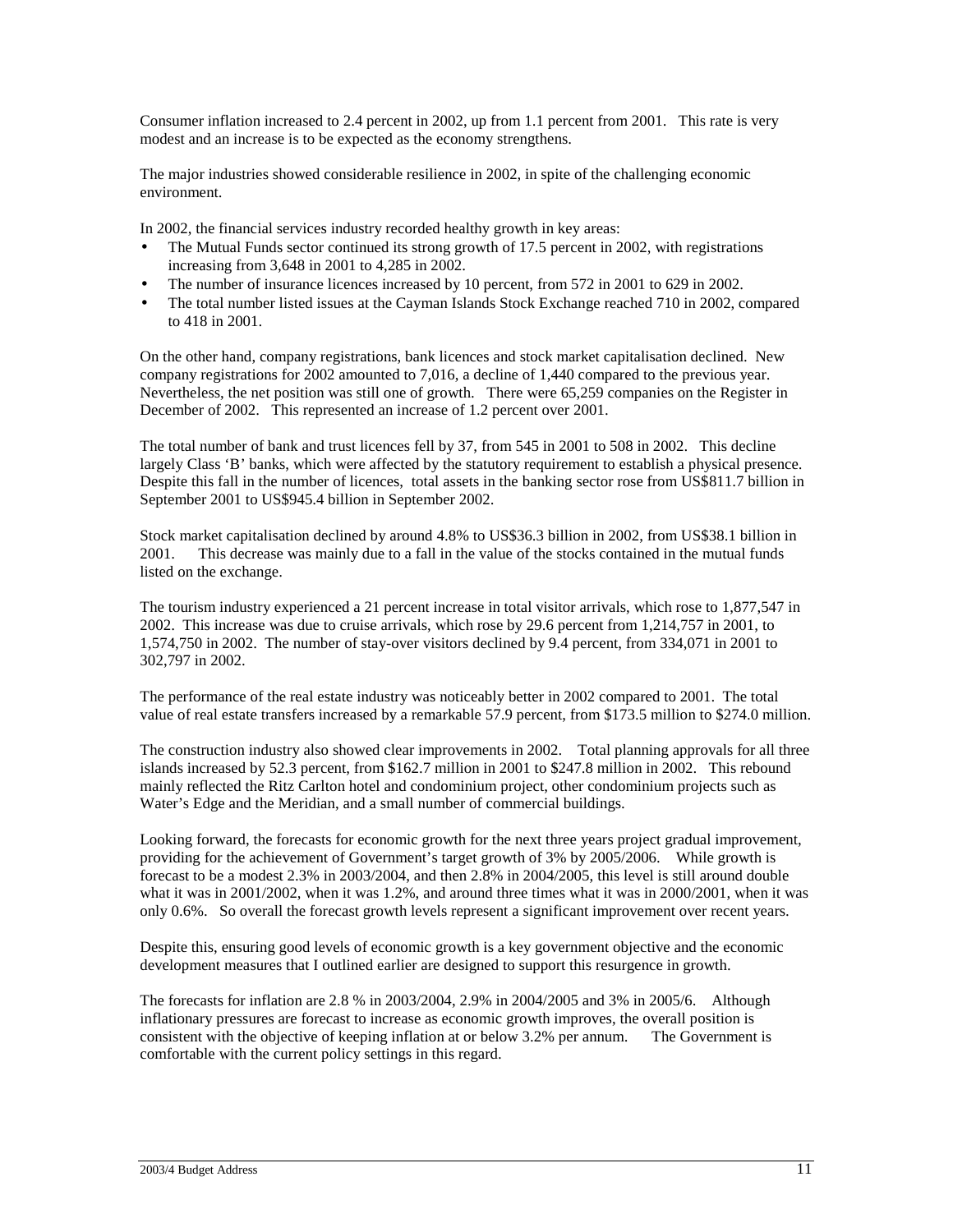Consumer inflation increased to 2.4 percent in 2002, up from 1.1 percent from 2001. This rate is very modest and an increase is to be expected as the economy strengthens.

The major industries showed considerable resilience in 2002, in spite of the challenging economic environment.

In 2002, the financial services industry recorded healthy growth in key areas:

- The Mutual Funds sector continued its strong growth of 17.5 percent in 2002, with registrations increasing from 3,648 in 2001 to 4,285 in 2002.
- The number of insurance licences increased by 10 percent, from 572 in 2001 to 629 in 2002.
- The total number listed issues at the Cayman Islands Stock Exchange reached 710 in 2002, compared to 418 in 2001.

On the other hand, company registrations, bank licences and stock market capitalisation declined. New company registrations for 2002 amounted to 7,016, a decline of 1,440 compared to the previous year. Nevertheless, the net position was still one of growth. There were 65,259 companies on the Register in December of 2002. This represented an increase of 1.2 percent over 2001.

The total number of bank and trust licences fell by 37, from 545 in 2001 to 508 in 2002. This decline largely Class 'B' banks, which were affected by the statutory requirement to establish a physical presence. Despite this fall in the number of licences, total assets in the banking sector rose from US$811.7 billion in September 2001 to US$945.4 billion in September 2002.

Stock market capitalisation declined by around 4.8% to US$36.3 billion in 2002, from US$38.1 billion in 2001. This decrease was mainly due to a fall in the value of the stocks contained in the mutual funds listed on the exchange.

The tourism industry experienced a 21 percent increase in total visitor arrivals, which rose to 1,877,547 in 2002. This increase was due to cruise arrivals, which rose by 29.6 percent from 1,214,757 in 2001, to 1,574,750 in 2002. The number of stay-over visitors declined by 9.4 percent, from 334,071 in 2001 to 302,797 in 2002.

The performance of the real estate industry was noticeably better in 2002 compared to 2001. The total value of real estate transfers increased by a remarkable 57.9 percent, from $173.5 million to $274.0 million.

The construction industry also showed clear improvements in 2002. Total planning approvals for all three islands increased by 52.3 percent, from $162.7 million in 2001 to $247.8 million in 2002. This rebound mainly reflected the Ritz Carlton hotel and condominium project, other condominium projects such as Water's Edge and the Meridian, and a small number of commercial buildings.

Looking forward, the forecasts for economic growth for the next three years project gradual improvement, providing for the achievement of Government's target growth of 3% by 2005/2006. While growth is forecast to be a modest 2.3% in 2003/2004, and then 2.8% in 2004/2005, this level is still around double what it was in 2001/2002, when it was 1.2%, and around three times what it was in 2000/2001, when it was only 0.6%. So overall the forecast growth levels represent a significant improvement over recent years.

Despite this, ensuring good levels of economic growth is a key government objective and the economic development measures that I outlined earlier are designed to support this resurgence in growth.

The forecasts for inflation are 2.8 % in 2003/2004, 2.9% in 2004/2005 and 3% in 2005/6. Although inflationary pressures are forecast to increase as economic growth improves, the overall position is consistent with the objective of keeping inflation at or below 3.2% per annum. The Government is comfortable with the current policy settings in this regard.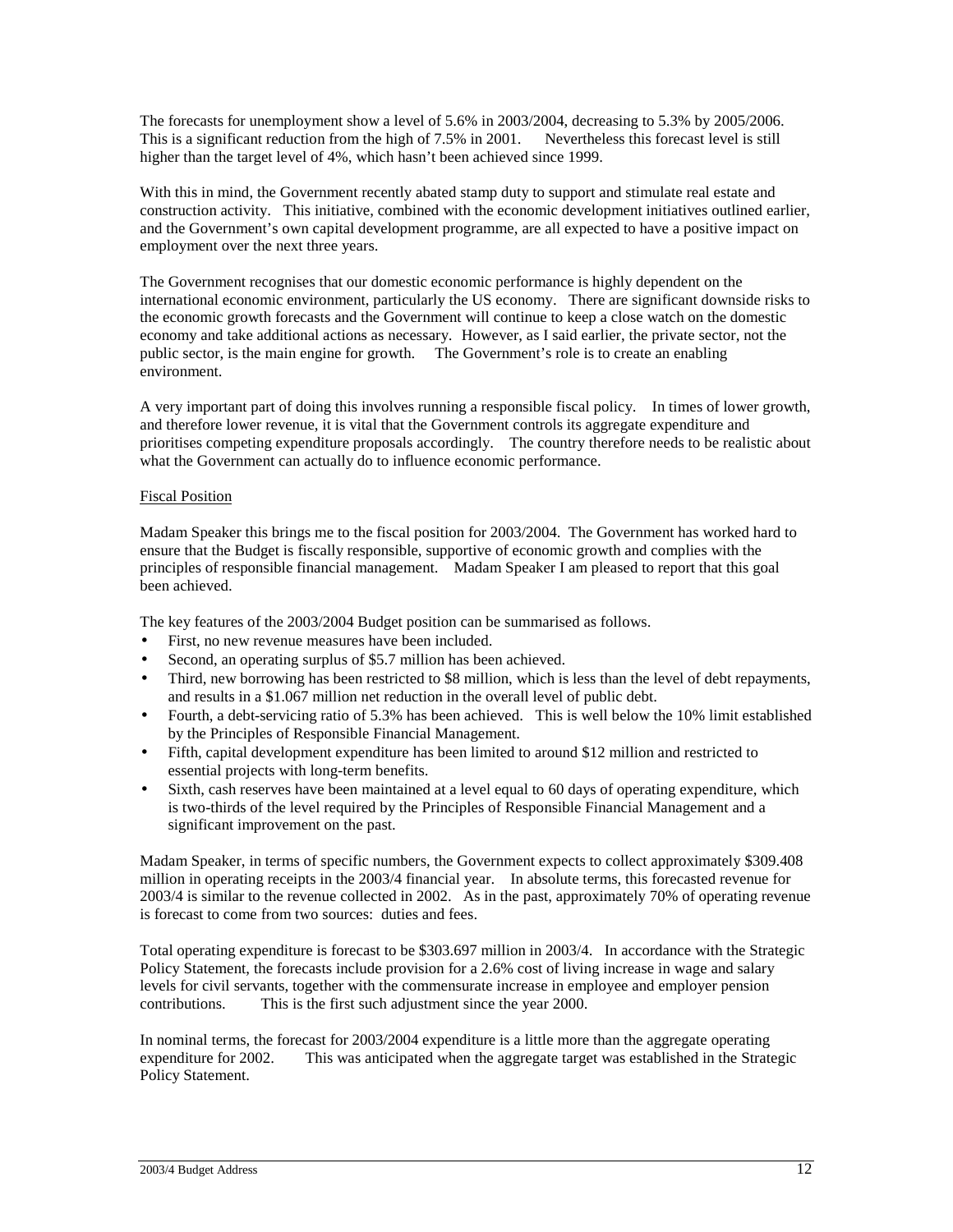The forecasts for unemployment show a level of 5.6% in 2003/2004, decreasing to 5.3% by 2005/2006. This is a significant reduction from the high of 7.5% in 2001. Nevertheless this forecast level is still higher than the target level of 4%, which hasn't been achieved since 1999.

With this in mind, the Government recently abated stamp duty to support and stimulate real estate and construction activity. This initiative, combined with the economic development initiatives outlined earlier, and the Government's own capital development programme, are all expected to have a positive impact on employment over the next three years.

The Government recognises that our domestic economic performance is highly dependent on the international economic environment, particularly the US economy. There are significant downside risks to the economic growth forecasts and the Government will continue to keep a close watch on the domestic economy and take additional actions as necessary. However, as I said earlier, the private sector, not the public sector, is the main engine for growth. The Government's role is to create an enabling environment.

A very important part of doing this involves running a responsible fiscal policy. In times of lower growth, and therefore lower revenue, it is vital that the Government controls its aggregate expenditure and prioritises competing expenditure proposals accordingly. The country therefore needs to be realistic about what the Government can actually do to influence economic performance.

## Fiscal Position

Madam Speaker this brings me to the fiscal position for 2003/2004. The Government has worked hard to ensure that the Budget is fiscally responsible, supportive of economic growth and complies with the principles of responsible financial management. Madam Speaker I am pleased to report that this goal been achieved.

The key features of the 2003/2004 Budget position can be summarised as follows.

- First, no new revenue measures have been included.
- Second, an operating surplus of $5.7 million has been achieved.
- Third, new borrowing has been restricted to $8 million, which is less than the level of debt repayments, and results in a $1.067 million net reduction in the overall level of public debt.
- Fourth, a debt-servicing ratio of 5.3% has been achieved. This is well below the 10% limit established by the Principles of Responsible Financial Management.
- Fifth, capital development expenditure has been limited to around $12 million and restricted to essential projects with long-term benefits.
- Sixth, cash reserves have been maintained at a level equal to 60 days of operating expenditure, which is two-thirds of the level required by the Principles of Responsible Financial Management and a significant improvement on the past.

Madam Speaker, in terms of specific numbers, the Government expects to collect approximately $309.408 million in operating receipts in the 2003/4 financial year. In absolute terms, this forecasted revenue for 2003/4 is similar to the revenue collected in 2002. As in the past, approximately 70% of operating revenue is forecast to come from two sources: duties and fees.

Total operating expenditure is forecast to be $303.697 million in 2003/4. In accordance with the Strategic Policy Statement, the forecasts include provision for a 2.6% cost of living increase in wage and salary levels for civil servants, together with the commensurate increase in employee and employer pension contributions. This is the first such adjustment since the year 2000.

In nominal terms, the forecast for 2003/2004 expenditure is a little more than the aggregate operating expenditure for 2002. This was anticipated when the aggregate target was established in the Strategic Policy Statement.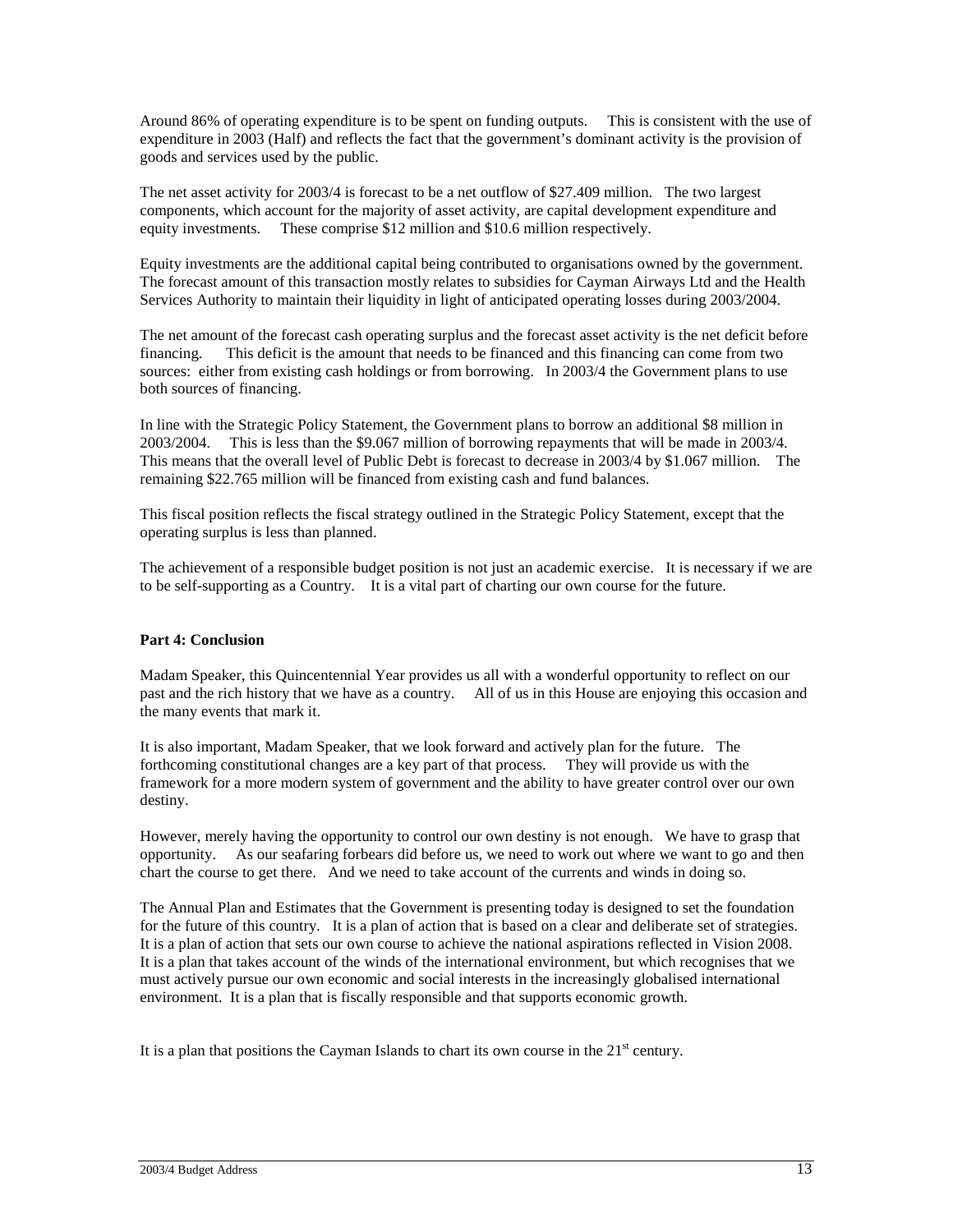Around 86% of operating expenditure is to be spent on funding outputs. This is consistent with the use of expenditure in 2003 (Half) and reflects the fact that the government's dominant activity is the provision of goods and services used by the public.

The net asset activity for 2003/4 is forecast to be a net outflow of $27.409 million. The two largest components, which account for the majority of asset activity, are capital development expenditure and equity investments. These comprise $12 million and $10.6 million respectively.

Equity investments are the additional capital being contributed to organisations owned by the government. The forecast amount of this transaction mostly relates to subsidies for Cayman Airways Ltd and the Health Services Authority to maintain their liquidity in light of anticipated operating losses during 2003/2004.

The net amount of the forecast cash operating surplus and the forecast asset activity is the net deficit before financing. This deficit is the amount that needs to be financed and this financing can come from two sources: either from existing cash holdings or from borrowing. In 2003/4 the Government plans to use both sources of financing.

In line with the Strategic Policy Statement, the Government plans to borrow an additional $8 million in 2003/2004. This is less than the $9.067 million of borrowing repayments that will be made in 2003/4. This means that the overall level of Public Debt is forecast to decrease in 2003/4 by $1.067 million. The remaining $22.765 million will be financed from existing cash and fund balances.

This fiscal position reflects the fiscal strategy outlined in the Strategic Policy Statement, except that the operating surplus is less than planned.

The achievement of a responsible budget position is not just an academic exercise. It is necessary if we are to be self-supporting as a Country. It is a vital part of charting our own course for the future.

**Part 4: Conclusion**

Madam Speaker, this Quincentennial Year provides us all with a wonderful opportunity to reflect on our past and the rich history that we have as a country. All of us in this House are enjoying this occasion and the many events that mark it.

It is also important, Madam Speaker, that we look forward and actively plan for the future. The forthcoming constitutional changes are a key part of that process. They will provide us with the framework for a more modern system of government and the ability to have greater control over our own destiny.

However, merely having the opportunity to control our own destiny is not enough. We have to grasp that opportunity. As our seafaring forbears did before us, we need to work out where we want to go and then chart the course to get there. And we need to take account of the currents and winds in doing so.

The Annual Plan and Estimates that the Government is presenting today is designed to set the foundation for the future of this country. It is a plan of action that is based on a clear and deliberate set of strategies. It is a plan of action that sets our own course to achieve the national aspirations reflected in Vision 2008. It is a plan that takes account of the winds of the international environment, but which recognises that we must actively pursue our own economic and social interests in the increasingly globalised international environment. It is a plan that is fiscally responsible and that supports economic growth.

It is a plan that positions the Cayman Islands to chart its own course in the 21st century.